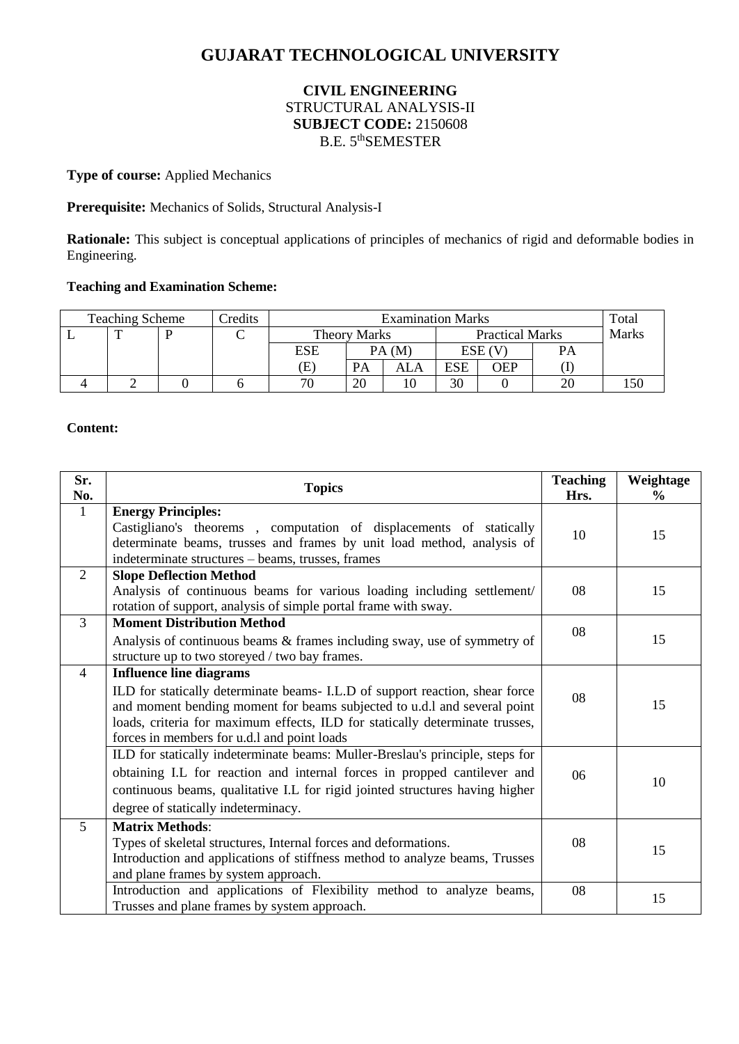# GUJARAT TECHNOLOGICAL UNIVERSITY

**CIVIL ENGINEERING**
STRUCTURAL ANALYSIS-II
**SUBJECT CODE:** 2150608
B.E. 5$^{th}$SEMESTER

**Type of course:** Applied Mechanics

**Prerequisite:** Mechanics of Solids, Structural Analysis-I

**Rationale:** This subject is conceptual applications of principles of mechanics of rigid and deformable bodies in Engineering.

**Teaching and Examination Scheme:**

| Teaching Scheme | | | Credits | Examination Marks | | | | | | Total Marks |
|---|---|---|---|---|---|---|---|---|---|---|
| L | T | P | C | Theory Marks | | | Practical Marks | | | |
| | | | | ESE (E) | PA (M) | | ESE (V) | | PA (I) | |
| | | | | | PA | ALA | ESE | OEP | | |
| 4 | 2 | 0 | 6 | 70 | 20 | 10 | 30 | 0 | 20 | 150 |

**Content:**

| Sr. No. | Topics | Teaching Hrs. | Weightage % |
|---|---|---|---|
| 1 | **Energy Principles:** Castigliano's theorems , computation of displacements of statically determinate beams, trusses and frames by unit load method, analysis of indeterminate structures – beams, trusses, frames | 10 | 15 |
| 2 | **Slope Deflection Method** Analysis of continuous beams for various loading including settlement/ rotation of support, analysis of simple portal frame with sway. | 08 | 15 |
| 3 | **Moment Distribution Method** Analysis of continuous beams & frames including sway, use of symmetry of structure up to two storeyed / two bay frames. | 08 | 15 |
| 4 | **Influence line diagrams** ILD for statically determinate beams- I.L.D of support reaction, shear force and moment bending moment for beams subjected to u.d.l and several point loads, criteria for maximum effects, ILD for statically determinate trusses, forces in members for u.d.l and point loads | 08 | 15 |
| | ILD for statically indeterminate beams: Muller-Breslau's principle, steps for obtaining I.L for reaction and internal forces in propped cantilever and continuous beams, qualitative I.L for rigid jointed structures having higher degree of statically indeterminacy. | 06 | 10 |
| 5 | **Matrix Methods**: Types of skeletal structures, Internal forces and deformations. Introduction and applications of stiffness method to analyze beams, Trusses and plane frames by system approach. | 08 | 15 |
| | Introduction and applications of Flexibility method to analyze beams, Trusses and plane frames by system approach. | 08 | 15 |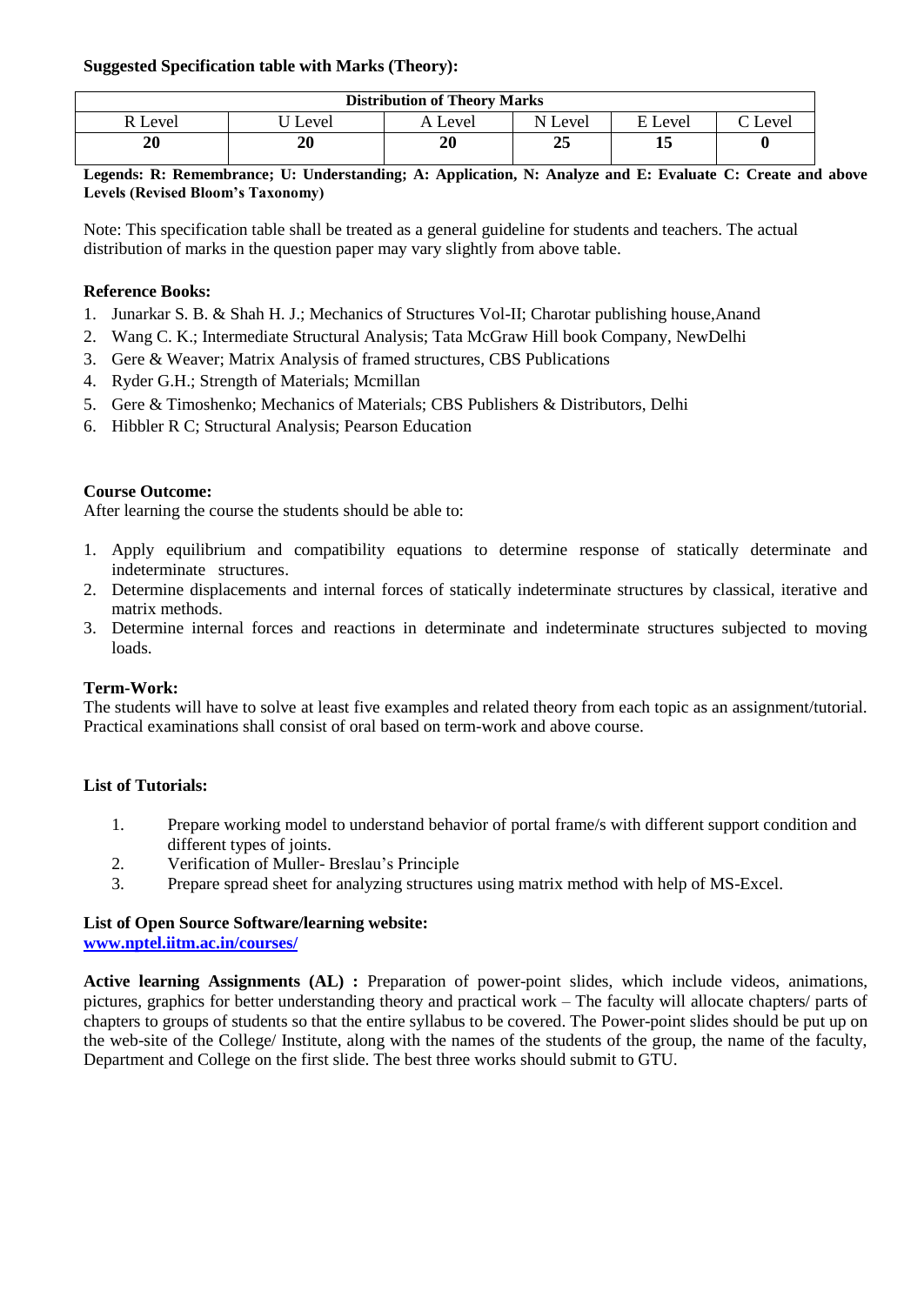**Suggested Specification table with Marks (Theory):**

| Distribution of Theory Marks | | | | | |
|---|---|---|---|---|---|
| R Level | U Level | A Level | N Level | E Level | C Level |
| **20** | **20** | **20** | **25** | **15** | **0** |

**Legends: R: Remembrance; U: Understanding; A: Application, N: Analyze and E: Evaluate C: Create and above Levels (Revised Bloom's Taxonomy)**

Note: This specification table shall be treated as a general guideline for students and teachers. The actual distribution of marks in the question paper may vary slightly from above table.

**Reference Books:**

1. Junarkar S. B. & Shah H. J.; Mechanics of Structures Vol-II; Charotar publishing house,Anand
2. Wang C. K.; Intermediate Structural Analysis; Tata McGraw Hill book Company, NewDelhi
3. Gere & Weaver; Matrix Analysis of framed structures, CBS Publications
4. Ryder G.H.; Strength of Materials; Mcmillan
5. Gere & Timoshenko; Mechanics of Materials; CBS Publishers & Distributors, Delhi
6. Hibbler R C; Structural Analysis; Pearson Education

**Course Outcome:**

After learning the course the students should be able to:

1. Apply equilibrium and compatibility equations to determine response of statically determinate and indeterminate structures.
2. Determine displacements and internal forces of statically indeterminate structures by classical, iterative and matrix methods.
3. Determine internal forces and reactions in determinate and indeterminate structures subjected to moving loads.

**Term-Work:**

The students will have to solve at least five examples and related theory from each topic as an assignment/tutorial. Practical examinations shall consist of oral based on term-work and above course.

**List of Tutorials:**

1. Prepare working model to understand behavior of portal frame/s with different support condition and different types of joints.
2. Verification of Muller- Breslau's Principle
3. Prepare spread sheet for analyzing structures using matrix method with help of MS-Excel.

**List of Open Source Software/learning website:**

**www.nptel.iitm.ac.in/courses/**

**Active learning Assignments (AL) :** Preparation of power-point slides, which include videos, animations, pictures, graphics for better understanding theory and practical work – The faculty will allocate chapters/ parts of chapters to groups of students so that the entire syllabus to be covered. The Power-point slides should be put up on the web-site of the College/ Institute, along with the names of the students of the group, the name of the faculty, Department and College on the first slide. The best three works should submit to GTU.